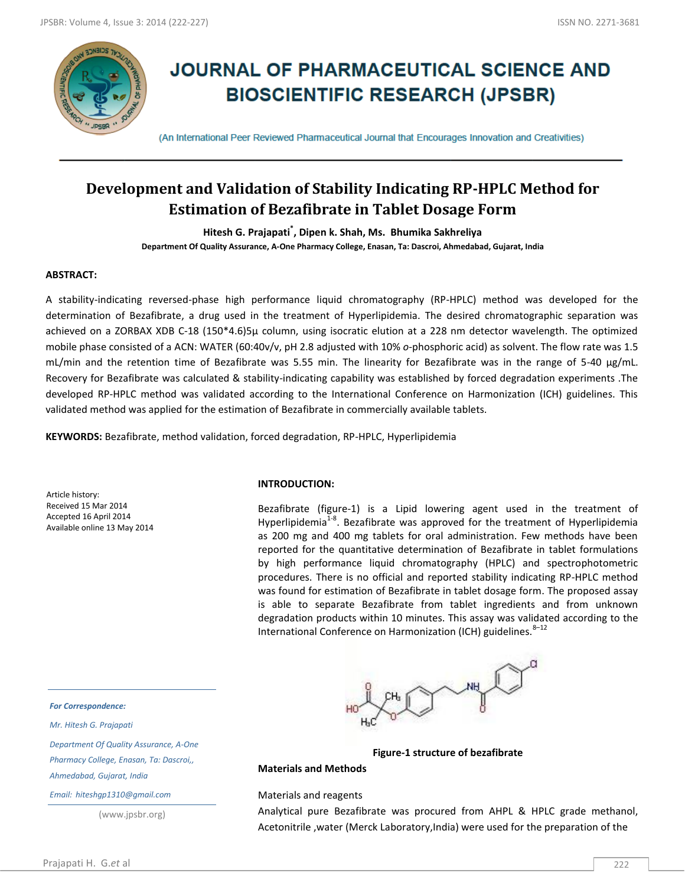# JOURNAL OF PHARMACEUTICAL SCIENCE AND BIOSCIENTIFIC RESEARCH (JPSBR)

(An International Peer Reviewed Pharmaceutical Journal that Encourages Innovation and Creativities)

## Development and Validation of Stability Indicating RP-HPLC Method for Estimation of Bezafibrate in Tablet Dosage Form

**Hitesh G. Prajapati*, Dipen k. Shah, Ms. Bhumika Sakhreliya**

**Department Of Quality Assurance, A-One Pharmacy College, Enasan, Ta: Dascroi, Ahmedabad, Gujarat, India**

### ABSTRACT:

A stability-indicating reversed-phase high performance liquid chromatography (RP-HPLC) method was developed for the determination of Bezafibrate, a drug used in the treatment of Hyperlipidemia. The desired chromatographic separation was achieved on a ZORBAX XDB C-18 (150*4.6)5μ column, using isocratic elution at a 228 nm detector wavelength. The optimized mobile phase consisted of a ACN: WATER (60:40v/v, pH 2.8 adjusted with 10% *o*-phosphoric acid) as solvent. The flow rate was 1.5 mL/min and the retention time of Bezafibrate was 5.55 min. The linearity for Bezafibrate was in the range of 5-40 μg/mL. Recovery for Bezafibrate was calculated & stability-indicating capability was established by forced degradation experiments .The developed RP-HPLC method was validated according to the International Conference on Harmonization (ICH) guidelines. This validated method was applied for the estimation of Bezafibrate in commercially available tablets.

**KEYWORDS:** Bezafibrate, method validation, forced degradation, RP-HPLC, Hyperlipidemia

Article history:
Received 15 Mar 2014
Accepted 16 April 2014
Available online 13 May 2014

*For Correspondence:*

*Mr. Hitesh G. Prajapati*

*Department Of Quality Assurance, A-One Pharmacy College, Enasan, Ta: Dascroi,, Ahmedabad, Gujarat, India*

*Email: hiteshgp1310@gmail.com*

(www.jpsbr.org)

### INTRODUCTION:

Bezafibrate (figure-1) is a Lipid lowering agent used in the treatment of Hyperlipidemia[1-8]. Bezafibrate was approved for the treatment of Hyperlipidemia as 200 mg and 400 mg tablets for oral administration. Few methods have been reported for the quantitative determination of Bezafibrate in tablet formulations by high performance liquid chromatography (HPLC) and spectrophotometric procedures. There is no official and reported stability indicating RP-HPLC method was found for estimation of Bezafibrate in tablet dosage form. The proposed assay is able to separate Bezafibrate from tablet ingredients and from unknown degradation products within 10 minutes. This assay was validated according to the International Conference on Harmonization (ICH) guidelines.[8–12]

**Figure-1 structure of bezafibrate**

### Materials and Methods

Materials and reagents

Analytical pure Bezafibrate was procured from AHPL & HPLC grade methanol, Acetonitrile ,water (Merck Laboratory,India) were used for the preparation of the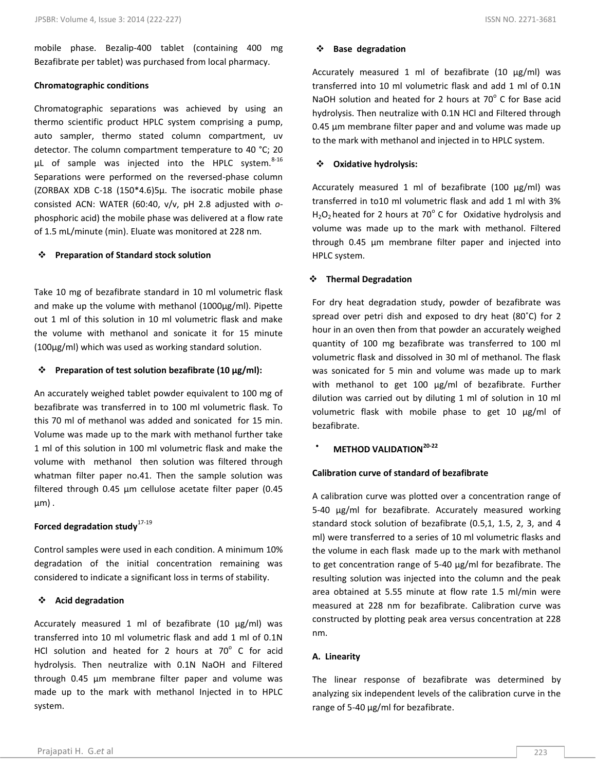mobile phase. Bezalip-400 tablet (containing 400 mg Bezafibrate per tablet) was purchased from local pharmacy.

**Chromatographic conditions**

Chromatographic separations was achieved by using an thermo scientific product HPLC system comprising a pump, auto sampler, thermo stated column compartment, uv detector. The column compartment temperature to 40 °C; 20 µL of sample was injected into the HPLC system.[8-16] Separations were performed on the reversed-phase column (ZORBAX XDB C-18 (150*4.6)5µ. The isocratic mobile phase consisted ACN: WATER (60:40, v/v, pH 2.8 adjusted with *o*-phosphoric acid) the mobile phase was delivered at a flow rate of 1.5 mL/minute (min). Eluate was monitored at 228 nm.

- **Preparation of Standard stock solution**

Take 10 mg of bezafibrate standard in 10 ml volumetric flask and make up the volume with methanol (1000µg/ml). Pipette out 1 ml of this solution in 10 ml volumetric flask and make the volume with methanol and sonicate it for 15 minute (100µg/ml) which was used as working standard solution.

- **Preparation of test solution bezafibrate (10 µg/ml):**

An accurately weighed tablet powder equivalent to 100 mg of bezafibrate was transferred in to 100 ml volumetric flask. To this 70 ml of methanol was added and sonicated for 15 min. Volume was made up to the mark with methanol further take 1 ml of this solution in 100 ml volumetric flask and make the volume with methanol then solution was filtered through whatman filter paper no.41. Then the sample solution was filtered through 0.45 µm cellulose acetate filter paper (0.45 µm) .

**Forced degradation study**[17-19]

Control samples were used in each condition. A minimum 10% degradation of the initial concentration remaining was considered to indicate a significant loss in terms of stability.

- **Acid degradation**

Accurately measured 1 ml of bezafibrate (10 µg/ml) was transferred into 10 ml volumetric flask and add 1 ml of 0.1N HCl solution and heated for 2 hours at 70° C for acid hydrolysis. Then neutralize with 0.1N NaOH and Filtered through 0.45 µm membrane filter paper and volume was made up to the mark with methanol Injected in to HPLC system.

- **Base degradation**

Accurately measured 1 ml of bezafibrate (10 µg/ml) was transferred into 10 ml volumetric flask and add 1 ml of 0.1N NaOH solution and heated for 2 hours at 70° C for Base acid hydrolysis. Then neutralize with 0.1N HCl and Filtered through 0.45 µm membrane filter paper and and volume was made up to the mark with methanol and injected in to HPLC system.

- **Oxidative hydrolysis:**

Accurately measured 1 ml of bezafibrate (100 µg/ml) was transferred in to10 ml volumetric flask and add 1 ml with 3% $H_2O_2$ heated for 2 hours at 70° C for Oxidative hydrolysis and volume was made up to the mark with methanol. Filtered through 0.45 µm membrane filter paper and injected into HPLC system.

- **Thermal Degradation**

For dry heat degradation study, powder of bezafibrate was spread over petri dish and exposed to dry heat (80˚C) for 2 hour in an oven then from that powder an accurately weighed quantity of 100 mg bezafibrate was transferred to 100 ml volumetric flask and dissolved in 30 ml of methanol. The flask was sonicated for 5 min and volume was made up to mark with methanol to get 100 µg/ml of bezafibrate. Further dilution was carried out by diluting 1 ml of solution in 10 ml volumetric flask with mobile phase to get 10 µg/ml of bezafibrate.

- **METHOD VALIDATION**[20-22]

**Calibration curve of standard of bezafibrate**

A calibration curve was plotted over a concentration range of 5-40 µg/ml for bezafibrate. Accurately measured working standard stock solution of bezafibrate (0.5,1, 1.5, 2, 3, and 4 ml) were transferred to a series of 10 ml volumetric flasks and the volume in each flask made up to the mark with methanol to get concentration range of 5-40 µg/ml for bezafibrate. The resulting solution was injected into the column and the peak area obtained at 5.55 minute at flow rate 1.5 ml/min were measured at 228 nm for bezafibrate. Calibration curve was constructed by plotting peak area versus concentration at 228 nm.

**A. Linearity**

The linear response of bezafibrate was determined by analyzing six independent levels of the calibration curve in the range of 5-40 µg/ml for bezafibrate.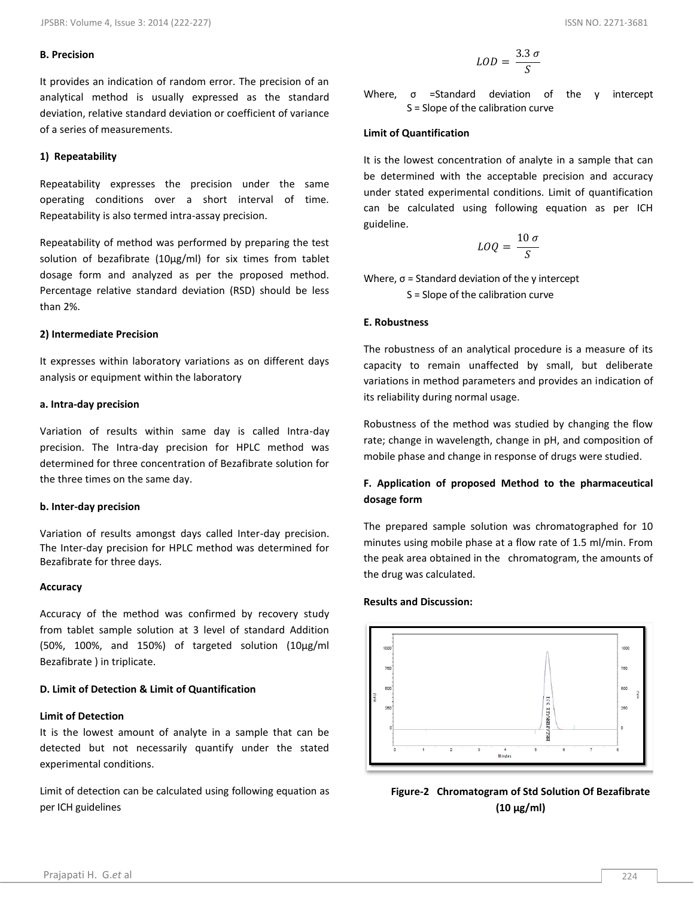**B. Precision**

It provides an indication of random error. The precision of an analytical method is usually expressed as the standard deviation, relative standard deviation or coefficient of variance of a series of measurements.

**1) Repeatability**

Repeatability expresses the precision under the same operating conditions over a short interval of time. Repeatability is also termed intra-assay precision.

Repeatability of method was performed by preparing the test solution of bezafibrate (10µg/ml) for six times from tablet dosage form and analyzed as per the proposed method. Percentage relative standard deviation (RSD) should be less than 2%.

**2) Intermediate Precision**

It expresses within laboratory variations as on different days analysis or equipment within the laboratory

**a. Intra-day precision**

Variation of results within same day is called Intra-day precision. The Intra-day precision for HPLC method was determined for three concentration of Bezafibrate solution for the three times on the same day.

**b. Inter-day precision**

Variation of results amongst days called Inter-day precision. The Inter-day precision for HPLC method was determined for Bezafibrate for three days.

**Accuracy**

Accuracy of the method was confirmed by recovery study from tablet sample solution at 3 level of standard Addition (50%, 100%, and 150%) of targeted solution (10µg/ml Bezafibrate ) in triplicate.

**D. Limit of Detection & Limit of Quantification**

**Limit of Detection**

It is the lowest amount of analyte in a sample that can be detected but not necessarily quantify under the stated experimental conditions.

Limit of detection can be calculated using following equation as per ICH guidelines

$$LOD = \frac{3.3\,\sigma}{S}$$

Where, σ =Standard deviation of the y intercept
S = Slope of the calibration curve

**Limit of Quantification**

It is the lowest concentration of analyte in a sample that can be determined with the acceptable precision and accuracy under stated experimental conditions. Limit of quantification can be calculated using following equation as per ICH guideline.

$$LOQ = \frac{10\,\sigma}{S}$$

Where, σ = Standard deviation of the y intercept
S = Slope of the calibration curve

**E. Robustness**

The robustness of an analytical procedure is a measure of its capacity to remain unaffected by small, but deliberate variations in method parameters and provides an indication of its reliability during normal usage.

Robustness of the method was studied by changing the flow rate; change in wavelength, change in pH, and composition of mobile phase and change in response of drugs were studied.

**F. Application of proposed Method to the pharmaceutical dosage form**

The prepared sample solution was chromatographed for 10 minutes using mobile phase at a flow rate of 1.5 ml/min. From the peak area obtained in the chromatogram, the amounts of the drug was calculated.

**Results and Discussion:**

**Figure-2 Chromatogram of Std Solution Of Bezafibrate (10 µg/ml)**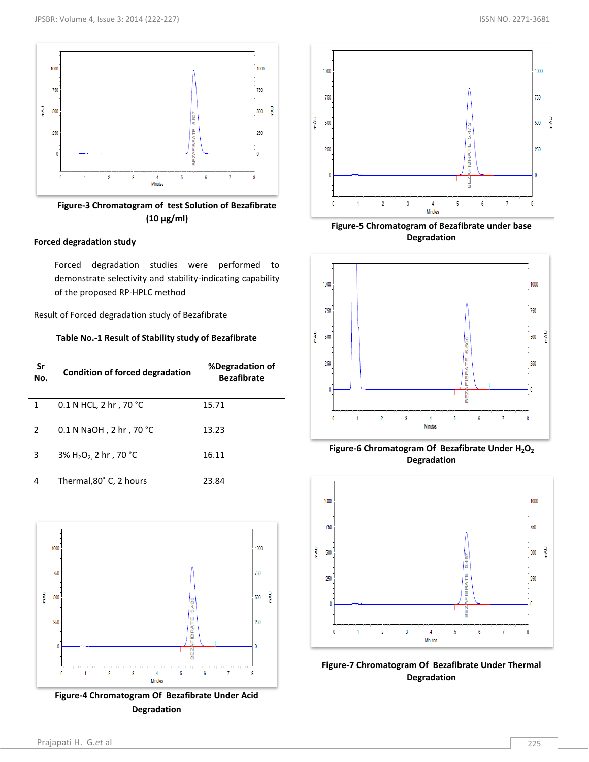Figure-3 Chromatogram of test Solution of Bezafibrate (10 µg/ml)

### Forced degradation study

Forced degradation studies were performed to demonstrate selectivity and stability-indicating capability of the proposed RP-HPLC method

Result of Forced degradation study of Bezafibrate

**Table No.-1 Result of Stability study of Bezafibrate**

| Sr No. | Condition of forced degradation | %Degradation of Bezafibrate |
|---|---|---|
| 1 | 0.1 N HCL, 2 hr , 70 °C | 15.71 |
| 2 | 0.1 N NaOH , 2 hr , 70 °C | 13.23 |
| 3 | 3% $H_2O_2$, 2 hr , 70 °C | 16.11 |
| 4 | Thermal,80˚ C, 2 hours | 23.84 |

Figure-4 Chromatogram Of Bezafibrate Under Acid Degradation

Figure-5 Chromatogram of Bezafibrate under base Degradation

Figure-6 Chromatogram Of Bezafibrate Under $H_2O_2$ Degradation

Figure-7 Chromatogram Of Bezafibrate Under Thermal Degradation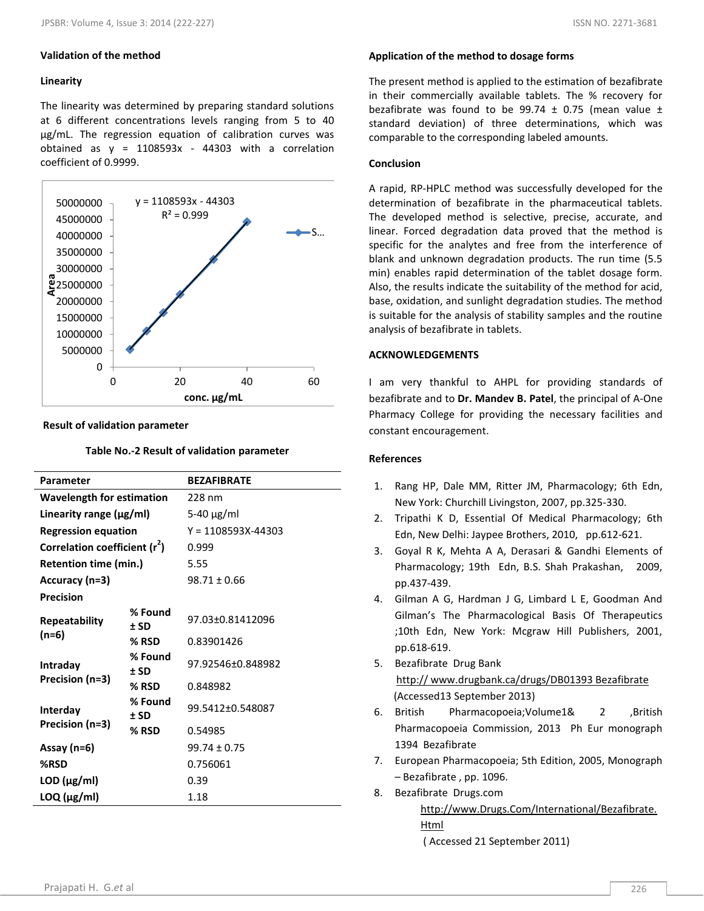### Validation of the method

#### Linearity

The linearity was determined by preparing standard solutions at 6 different concentrations levels ranging from 5 to 40 μg/mL. The regression equation of calibration curves was obtained as y = 1108593x - 44303 with a correlation coefficient of 0.9999.

#### Result of validation parameter

**Table No.-2 Result of validation parameter**

| Parameter | | BEZAFIBRATE |
|---|---|---|
| **Wavelength for estimation** | | 228 nm |
| **Linearity range (μg/ml)** | | 5-40 μg/ml |
| **Regression equation** | | Y = 1108593X-44303 |
| **Correlation coefficient ($r^2$)** | | 0.999 |
| **Retention time (min.)** | | 5.55 |
| **Accuracy (n=3)** | | 98.71 ± 0.66 |
| **Precision** | | |
| **Repeatability (n=6)** | **% Found ± SD** | 97.03±0.81412096 |
| | **% RSD** | 0.83901426 |
| **Intraday Precision (n=3)** | **% Found ± SD** | 97.92546±0.848982 |
| | **% RSD** | 0.848982 |
| **Interday Precision (n=3)** | **% Found ± SD** | 99.5412±0.548087 |
| | **% RSD** | 0.54985 |
| **Assay (n=6)** | | 99.74 ± 0.75 |
| **%RSD** | | 0.756061 |
| **LOD (μg/ml)** | | 0.39 |
| **LOQ (μg/ml)** | | 1.18 |

### Application of the method to dosage forms

The present method is applied to the estimation of bezafibrate in their commercially available tablets. The % recovery for bezafibrate was found to be 99.74 ± 0.75 (mean value ± standard deviation) of three determinations, which was comparable to the corresponding labeled amounts.

### Conclusion

A rapid, RP-HPLC method was successfully developed for the determination of bezafibrate in the pharmaceutical tablets. The developed method is selective, precise, accurate, and linear. Forced degradation data proved that the method is specific for the analytes and free from the interference of blank and unknown degradation products. The run time (5.5 min) enables rapid determination of the tablet dosage form. Also, the results indicate the suitability of the method for acid, base, oxidation, and sunlight degradation studies. The method is suitable for the analysis of stability samples and the routine analysis of bezafibrate in tablets.

### ACKNOWLEDGEMENTS

I am very thankful to AHPL for providing standards of bezafibrate and to **Dr. Mandev B. Patel**, the principal of A-One Pharmacy College for providing the necessary facilities and constant encouragement.

### References

1. Rang HP, Dale MM, Ritter JM, Pharmacology; 6th Edn, New York: Churchill Livingston, 2007, pp.325-330.
2. Tripathi K D, Essential Of Medical Pharmacology; 6th Edn, New Delhi: Jaypee Brothers, 2010, pp.612-621.
3. Goyal R K, Mehta A A, Derasari & Gandhi Elements of Pharmacology; 19th Edn, B.S. Shah Prakashan, 2009, pp.437-439.
4. Gilman A G, Hardman J G, Limbard L E, Goodman And Gilman's The Pharmacological Basis Of Therapeutics ;10th Edn, New York: Mcgraw Hill Publishers, 2001, pp.618-619.
5. Bezafibrate Drug Bank http:// www.drugbank.ca/drugs/DB01393 Bezafibrate (Accessed13 September 2013)
6. British Pharmacopoeia;Volume1& 2 ,British Pharmacopoeia Commission, 2013 Ph Eur monograph 1394 Bezafibrate
7. European Pharmacopoeia; 5th Edition, 2005, Monograph – Bezafibrate , pp. 1096.
8. Bezafibrate Drugs.com http://www.Drugs.Com/International/Bezafibrate.Html ( Accessed 21 September 2011)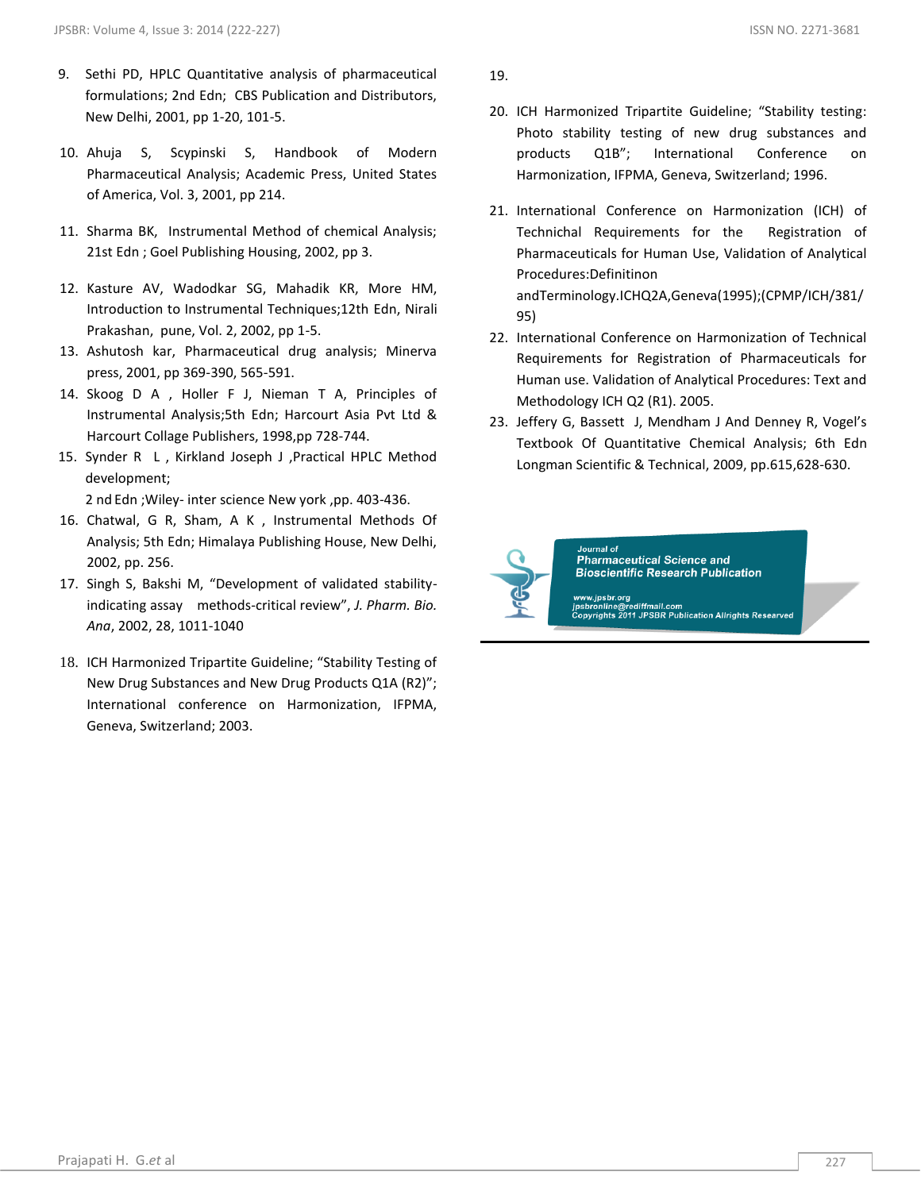9. Sethi PD, HPLC Quantitative analysis of pharmaceutical formulations; 2nd Edn; CBS Publication and Distributors, New Delhi, 2001, pp 1-20, 101-5.

10. Ahuja S, Scypinski S, Handbook of Modern Pharmaceutical Analysis; Academic Press, United States of America, Vol. 3, 2001, pp 214.

11. Sharma BK, Instrumental Method of chemical Analysis; 21st Edn ; Goel Publishing Housing, 2002, pp 3.

12. Kasture AV, Wadodkar SG, Mahadik KR, More HM, Introduction to Instrumental Techniques;12th Edn, Nirali Prakashan, pune, Vol. 2, 2002, pp 1-5.

13. Ashutosh kar, Pharmaceutical drug analysis; Minerva press, 2001, pp 369-390, 565-591.

14. Skoog D A , Holler F J, Nieman T A, Principles of Instrumental Analysis;5th Edn; Harcourt Asia Pvt Ltd & Harcourt Collage Publishers, 1998,pp 728-744.

15. Synder R L , Kirkland Joseph J ,Practical HPLC Method development;
2 nd Edn ;Wiley- inter science New york ,pp. 403-436.

16. Chatwal, G R, Sham, A K , Instrumental Methods Of Analysis; 5th Edn; Himalaya Publishing House, New Delhi, 2002, pp. 256.

17. Singh S, Bakshi M, "Development of validated stability-indicating assay methods-critical review", *J. Pharm. Bio. Ana*, 2002, 28, 1011-1040

18. ICH Harmonized Tripartite Guideline; "Stability Testing of New Drug Substances and New Drug Products Q1A (R2)"; International conference on Harmonization, IFPMA, Geneva, Switzerland; 2003.

19.

20. ICH Harmonized Tripartite Guideline; "Stability testing: Photo stability testing of new drug substances and products Q1B"; International Conference on Harmonization, IFPMA, Geneva, Switzerland; 1996.

21. International Conference on Harmonization (ICH) of Technichal Requirements for the Registration of Pharmaceuticals for Human Use, Validation of Analytical Procedures:Definitinon andTerminology.ICHQ2A,Geneva(1995);(CPMP/ICH/381/95)

22. International Conference on Harmonization of Technical Requirements for Registration of Pharmaceuticals for Human use. Validation of Analytical Procedures: Text and Methodology ICH Q2 (R1). 2005.

23. Jeffery G, Bassett J, Mendham J And Denney R, Vogel's Textbook Of Quantitative Chemical Analysis; 6th Edn Longman Scientific & Technical, 2009, pp.615,628-630.

Journal of
Pharmaceutical Science and Bioscientific Research Publication
www.jpsbr.org
jpsbronline@rediffmail.com
Copyrights 2011 JPSBR Publication Allrights Researved